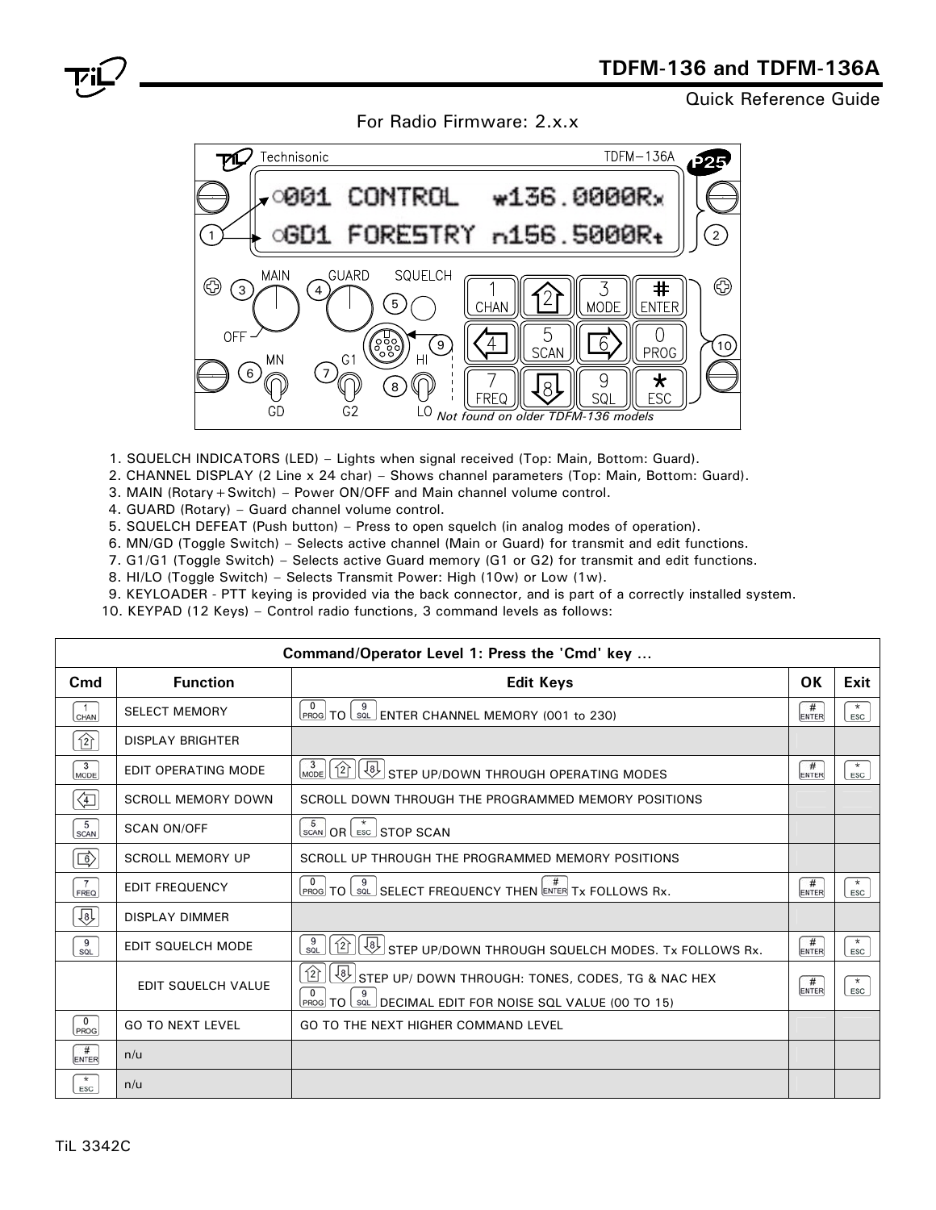# TDFM-136 and TDFM-136A

Quick Reference Guide

For Radio Firmware: 2.x.x

1. SQUELCH INDICATORS (LED) – Lights when signal received (Top: Main, Bottom: Guard).
2. CHANNEL DISPLAY (2 Line x 24 char) – Shows channel parameters (Top: Main, Bottom: Guard).
3. MAIN (Rotary+Switch) – Power ON/OFF and Main channel volume control.
4. GUARD (Rotary) – Guard channel volume control.
5. SQUELCH DEFEAT (Push button) – Press to open squelch (in analog modes of operation).
6. MN/GD (Toggle Switch) – Selects active channel (Main or Guard) for transmit and edit functions.
7. G1/G1 (Toggle Switch) – Selects active Guard memory (G1 or G2) for transmit and edit functions.
8. HI/LO (Toggle Switch) – Selects Transmit Power: High (10w) or Low (1w).
9. KEYLOADER - PTT keying is provided via the back connector, and is part of a correctly installed system.
10. KEYPAD (12 Keys) – Control radio functions, 3 command levels as follows:

| Command/Operator Level 1: Press the 'Cmd' key ... | | | | |
|---|---|---|---|---|
| **Cmd** | **Function** | **Edit Keys** | **OK** | **Exit** |
| 1 CHAN | SELECT MEMORY | 0 PROG TO 9 SQL ENTER CHANNEL MEMORY (001 to 230) | # ENTER | * ESC |
| 2 (UP) | DISPLAY BRIGHTER | | | |
| 3 MODE | EDIT OPERATING MODE | 3 MODE 2 (UP) 8 (DOWN) STEP UP/DOWN THROUGH OPERATING MODES | # ENTER | * ESC |
| 4 (LEFT) | SCROLL MEMORY DOWN | SCROLL DOWN THROUGH THE PROGRAMMED MEMORY POSITIONS | | |
| 5 SCAN | SCAN ON/OFF | 5 SCAN OR * ESC STOP SCAN | | |
| 6 (RIGHT) | SCROLL MEMORY UP | SCROLL UP THROUGH THE PROGRAMMED MEMORY POSITIONS | | |
| 7 FREQ | EDIT FREQUENCY | 0 PROG TO 9 SQL SELECT FREQUENCY THEN # ENTER Tx FOLLOWS Rx. | # ENTER | * ESC |
| 8 (DOWN) | DISPLAY DIMMER | | | |
| 9 SQL | EDIT SQUELCH MODE | 9 SQL 2 (UP) 8 (DOWN) STEP UP/DOWN THROUGH SQUELCH MODES. Tx FOLLOWS Rx. | # ENTER | * ESC |
| | EDIT SQUELCH VALUE | 2 (UP) 8 (DOWN) STEP UP/ DOWN THROUGH: TONES, CODES, TG & NAC HEX<br>0 PROG TO 9 SQL DECIMAL EDIT FOR NOISE SQL VALUE (00 TO 15) | # ENTER | * ESC |
| 0 PROG | GO TO NEXT LEVEL | GO TO THE NEXT HIGHER COMMAND LEVEL | | |
| # ENTER | n/u | | | |
| * ESC | n/u | | | |

TiL 3342C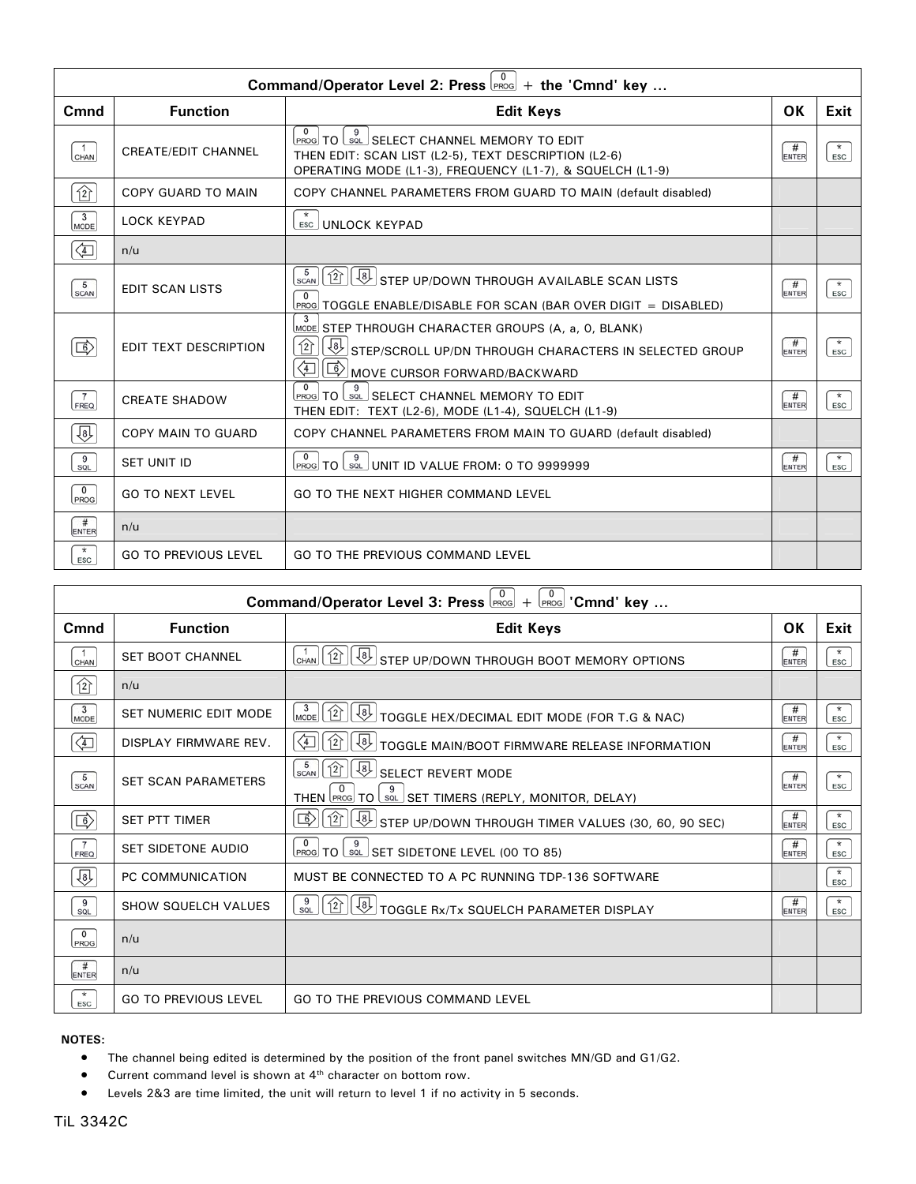| Command/Operator Level 2: Press [0 PROG] + the 'Cmnd' key ... | | | | |
|---|---|---|---|---|
| **Cmnd** | **Function** | **Edit Keys** | **OK** | **Exit** |
| [1 CHAN] | CREATE/EDIT CHANNEL | [0 PROG] TO [9 SQL] SELECT CHANNEL MEMORY TO EDIT<br>THEN EDIT: SCAN LIST (L2-5), TEXT DESCRIPTION (L2-6)<br>OPERATING MODE (L1-3), FREQUENCY (L1-7), & SQUELCH (L1-9) | [# ENTER] | [* ESC] |
| [2] | COPY GUARD TO MAIN | COPY CHANNEL PARAMETERS FROM GUARD TO MAIN (default disabled) | | |
| [3 MODE] | LOCK KEYPAD | [* ESC] UNLOCK KEYPAD | | |
| [4] | n/u | | | |
| [5 SCAN] | EDIT SCAN LISTS | [5 SCAN] [2] [8] STEP UP/DOWN THROUGH AVAILABLE SCAN LISTS<br>[0 PROG] TOGGLE ENABLE/DISABLE FOR SCAN (BAR OVER DIGIT = DISABLED) | [# ENTER] | [* ESC] |
| [6] | EDIT TEXT DESCRIPTION | [3 MODE] STEP THROUGH CHARACTER GROUPS (A, a, 0, BLANK)<br>[2] [8] STEP/SCROLL UP/DN THROUGH CHARACTERS IN SELECTED GROUP<br>[4] [6] MOVE CURSOR FORWARD/BACKWARD | [# ENTER] | [* ESC] |
| [7 FREQ] | CREATE SHADOW | [0 PROG] TO [9 SQL] SELECT CHANNEL MEMORY TO EDIT<br>THEN EDIT: TEXT (L2-6), MODE (L1-4), SQUELCH (L1-9) | [# ENTER] | [* ESC] |
| [8] | COPY MAIN TO GUARD | COPY CHANNEL PARAMETERS FROM MAIN TO GUARD (default disabled) | | |
| [9 SQL] | SET UNIT ID | [0 PROG] TO [9 SQL] UNIT ID VALUE FROM: 0 TO 9999999 | [# ENTER] | [* ESC] |
| [0 PROG] | GO TO NEXT LEVEL | GO TO THE NEXT HIGHER COMMAND LEVEL | | |
| [# ENTER] | n/u | | | |
| [* ESC] | GO TO PREVIOUS LEVEL | GO TO THE PREVIOUS COMMAND LEVEL | | |

| Command/Operator Level 3: Press [0 PROG] + [0 PROG] 'Cmnd' key ... | | | | |
|---|---|---|---|---|
| **Cmnd** | **Function** | **Edit Keys** | **OK** | **Exit** |
| [1 CHAN] | SET BOOT CHANNEL | [1 CHAN] [2] [8] STEP UP/DOWN THROUGH BOOT MEMORY OPTIONS | [# ENTER] | [* ESC] |
| [2] | n/u | | | |
| [3 MODE] | SET NUMERIC EDIT MODE | [3 MODE] [2] [8] TOGGLE HEX/DECIMAL EDIT MODE (FOR T.G & NAC) | [# ENTER] | [* ESC] |
| [4] | DISPLAY FIRMWARE REV. | [4] [2] [8] TOGGLE MAIN/BOOT FIRMWARE RELEASE INFORMATION | [# ENTER] | [* ESC] |
| [5 SCAN] | SET SCAN PARAMETERS | [5 SCAN] [2] [8] SELECT REVERT MODE<br>THEN [0 PROG] TO [9 SQL] SET TIMERS (REPLY, MONITOR, DELAY) | [# ENTER] | [* ESC] |
| [6] | SET PTT TIMER | [6] [2] [8] STEP UP/DOWN THROUGH TIMER VALUES (30, 60, 90 SEC) | [# ENTER] | [* ESC] |
| [7 FREQ] | SET SIDETONE AUDIO | [0 PROG] TO [9 SQL] SET SIDETONE LEVEL (00 TO 85) | [# ENTER] | [* ESC] |
| [8] | PC COMMUNICATION | MUST BE CONNECTED TO A PC RUNNING TDP-136 SOFTWARE | | [* ESC] |
| [9 SQL] | SHOW SQUELCH VALUES | [9 SQL] [2] [8] TOGGLE Rx/Tx SQUELCH PARAMETER DISPLAY | [# ENTER] | [* ESC] |
| [0 PROG] | n/u | | | |
| [# ENTER] | n/u | | | |
| [* ESC] | GO TO PREVIOUS LEVEL | GO TO THE PREVIOUS COMMAND LEVEL | | |

**NOTES:**

- The channel being edited is determined by the position of the front panel switches MN/GD and G1/G2.
- Current command level is shown at 4th character on bottom row.
- Levels 2&3 are time limited, the unit will return to level 1 if no activity in 5 seconds.

TiL 3342C